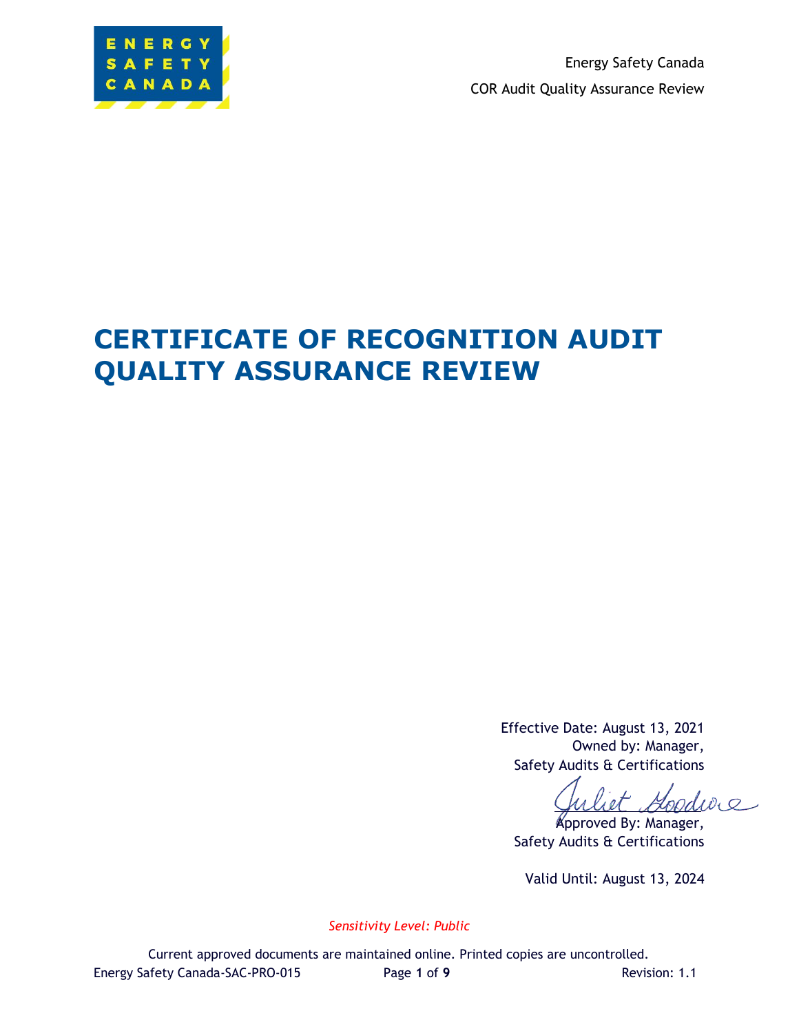# CERTIFICATE OF RECOGNITION AUDIT QUALITY ASSURANCE REVIEW

Effective Date: August 13, 2021
Owned by: Manager, Safety Audits & Certifications

Approved By: Manager, Safety Audits & Certifications

Valid Until: August 13, 2024

*Sensitivity Level: Public*

Current approved documents are maintained online. Printed copies are uncontrolled.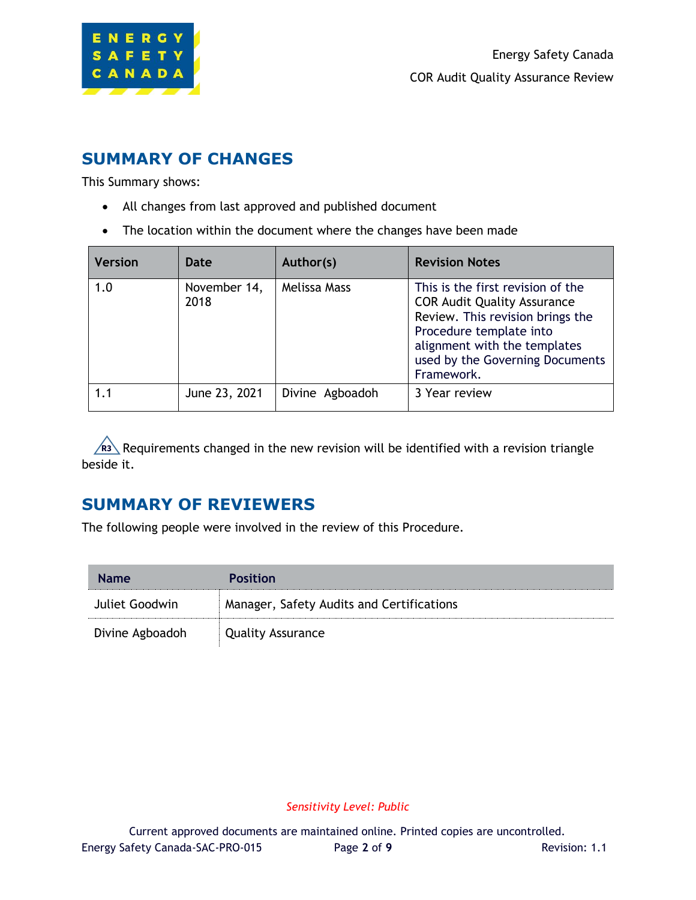## SUMMARY OF CHANGES

This Summary shows:

- All changes from last approved and published document
- The location within the document where the changes have been made

| Version | Date | Author(s) | Revision Notes |
|---|---|---|---|
| 1.0 | November 14, 2018 | Melissa Mass | This is the first revision of the COR Audit Quality Assurance Review. This revision brings the Procedure template into alignment with the templates used by the Governing Documents Framework. |
| 1.1 | June 23, 2021 | Divine Agboadoh | 3 Year review |

R3 Requirements changed in the new revision will be identified with a revision triangle beside it.

## SUMMARY OF REVIEWERS

The following people were involved in the review of this Procedure.

| Name | Position |
|---|---|
| Juliet Goodwin | Manager, Safety Audits and Certifications |
| Divine Agboadoh | Quality Assurance |

*Sensitivity Level: Public*

Current approved documents are maintained online. Printed copies are uncontrolled.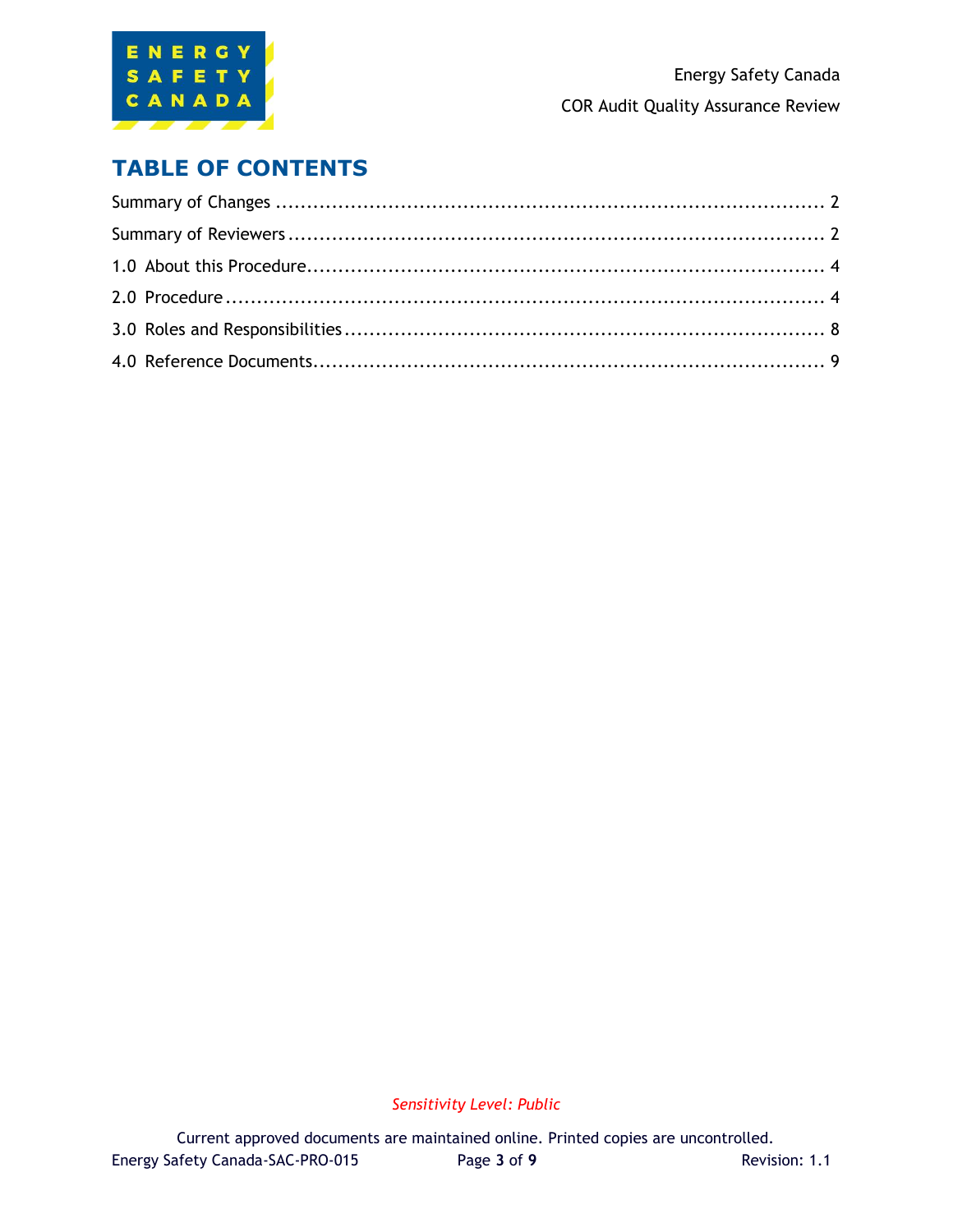# TABLE OF CONTENTS

Summary of Changes ........................................................................................ 2

Summary of Reviewers ...................................................................................... 2

1.0 About this Procedure .................................................................................. 4

2.0 Procedure .................................................................................................. 4

3.0 Roles and Responsibilities ........................................................................... 8

4.0 Reference Documents .................................................................................. 9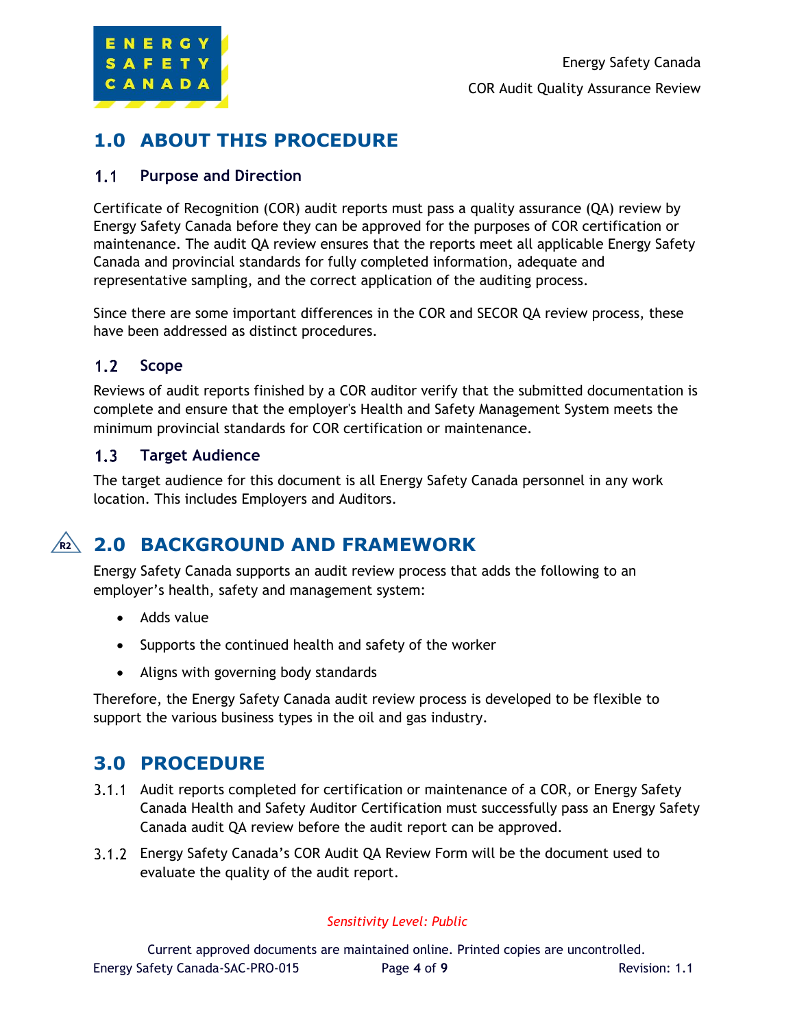# 1.0 ABOUT THIS PROCEDURE

## 1.1 Purpose and Direction

Certificate of Recognition (COR) audit reports must pass a quality assurance (QA) review by Energy Safety Canada before they can be approved for the purposes of COR certification or maintenance. The audit QA review ensures that the reports meet all applicable Energy Safety Canada and provincial standards for fully completed information, adequate and representative sampling, and the correct application of the auditing process.

Since there are some important differences in the COR and SECOR QA review process, these have been addressed as distinct procedures.

## 1.2 Scope

Reviews of audit reports finished by a COR auditor verify that the submitted documentation is complete and ensure that the employer's Health and Safety Management System meets the minimum provincial standards for COR certification or maintenance.

## 1.3 Target Audience

The target audience for this document is all Energy Safety Canada personnel in any work location. This includes Employers and Auditors.

# 2.0 BACKGROUND AND FRAMEWORK

Energy Safety Canada supports an audit review process that adds the following to an employer's health, safety and management system:

- Adds value
- Supports the continued health and safety of the worker
- Aligns with governing body standards

Therefore, the Energy Safety Canada audit review process is developed to be flexible to support the various business types in the oil and gas industry.

# 3.0 PROCEDURE

3.1.1 Audit reports completed for certification or maintenance of a COR, or Energy Safety Canada Health and Safety Auditor Certification must successfully pass an Energy Safety Canada audit QA review before the audit report can be approved.

3.1.2 Energy Safety Canada's COR Audit QA Review Form will be the document used to evaluate the quality of the audit report.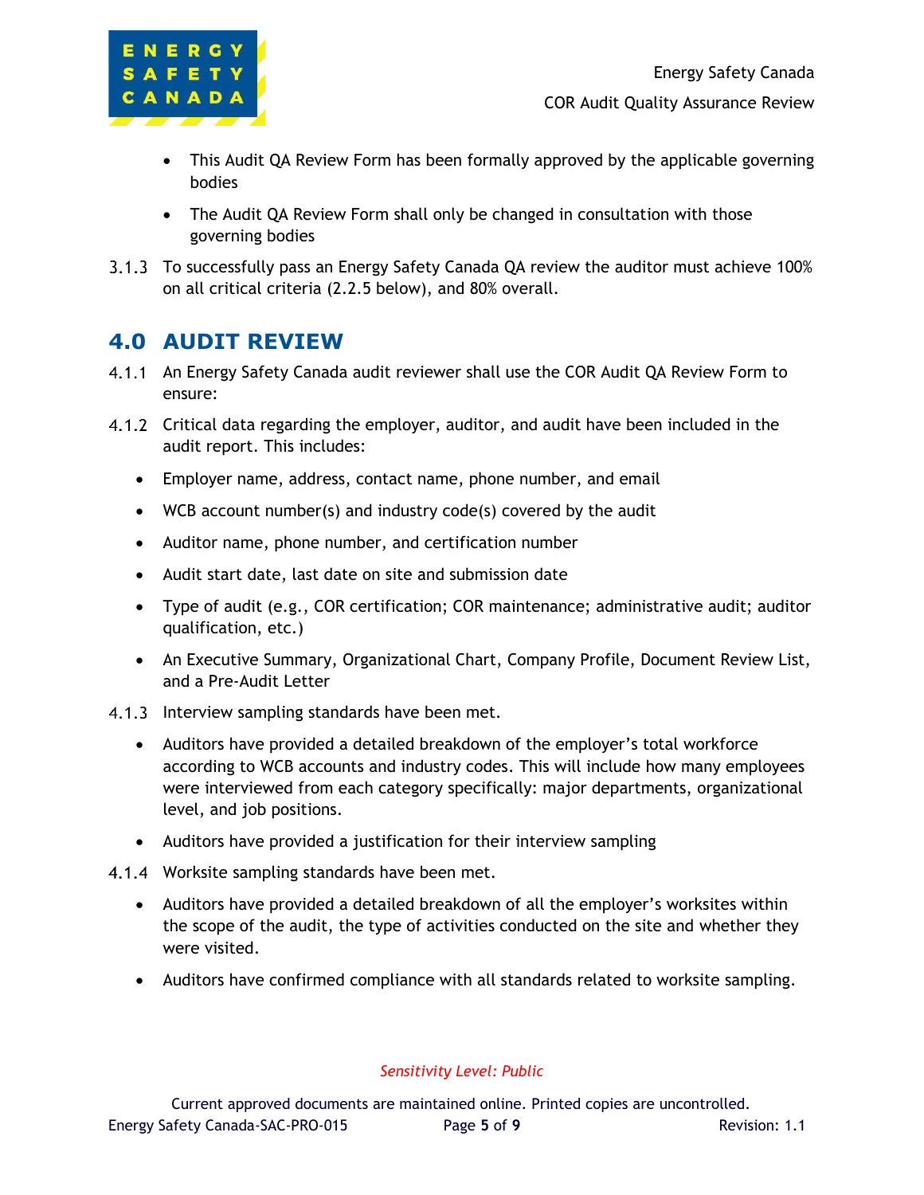- This Audit QA Review Form has been formally approved by the applicable governing bodies
- The Audit QA Review Form shall only be changed in consultation with those governing bodies

3.1.3 To successfully pass an Energy Safety Canada QA review the auditor must achieve 100% on all critical criteria (2.2.5 below), and 80% overall.

# 4.0 AUDIT REVIEW

4.1.1 An Energy Safety Canada audit reviewer shall use the COR Audit QA Review Form to ensure:

4.1.2 Critical data regarding the employer, auditor, and audit have been included in the audit report. This includes:

- Employer name, address, contact name, phone number, and email
- WCB account number(s) and industry code(s) covered by the audit
- Auditor name, phone number, and certification number
- Audit start date, last date on site and submission date
- Type of audit (e.g., COR certification; COR maintenance; administrative audit; auditor qualification, etc.)
- An Executive Summary, Organizational Chart, Company Profile, Document Review List, and a Pre-Audit Letter

4.1.3 Interview sampling standards have been met.

- Auditors have provided a detailed breakdown of the employer's total workforce according to WCB accounts and industry codes. This will include how many employees were interviewed from each category specifically: major departments, organizational level, and job positions.
- Auditors have provided a justification for their interview sampling

4.1.4 Worksite sampling standards have been met.

- Auditors have provided a detailed breakdown of all the employer's worksites within the scope of the audit, the type of activities conducted on the site and whether they were visited.
- Auditors have confirmed compliance with all standards related to worksite sampling.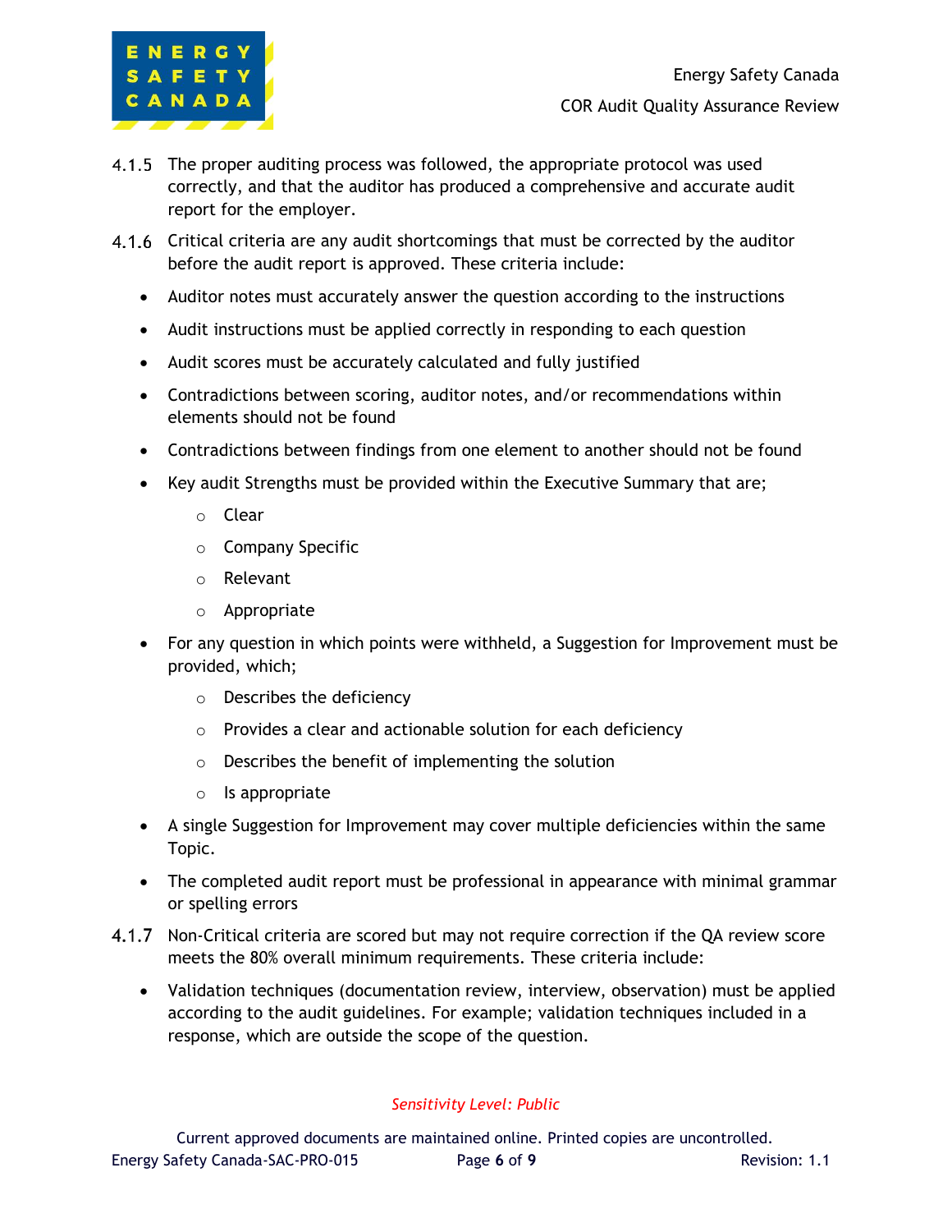4.1.5 The proper auditing process was followed, the appropriate protocol was used correctly, and that the auditor has produced a comprehensive and accurate audit report for the employer.

4.1.6 Critical criteria are any audit shortcomings that must be corrected by the auditor before the audit report is approved. These criteria include:

- Auditor notes must accurately answer the question according to the instructions
- Audit instructions must be applied correctly in responding to each question
- Audit scores must be accurately calculated and fully justified
- Contradictions between scoring, auditor notes, and/or recommendations within elements should not be found
- Contradictions between findings from one element to another should not be found
- Key audit Strengths must be provided within the Executive Summary that are;
    - Clear
    - Company Specific
    - Relevant
    - Appropriate
- For any question in which points were withheld, a Suggestion for Improvement must be provided, which;
    - Describes the deficiency
    - Provides a clear and actionable solution for each deficiency
    - Describes the benefit of implementing the solution
    - Is appropriate
- A single Suggestion for Improvement may cover multiple deficiencies within the same Topic.
- The completed audit report must be professional in appearance with minimal grammar or spelling errors

4.1.7 Non-Critical criteria are scored but may not require correction if the QA review score meets the 80% overall minimum requirements. These criteria include:

- Validation techniques (documentation review, interview, observation) must be applied according to the audit guidelines. For example; validation techniques included in a response, which are outside the scope of the question.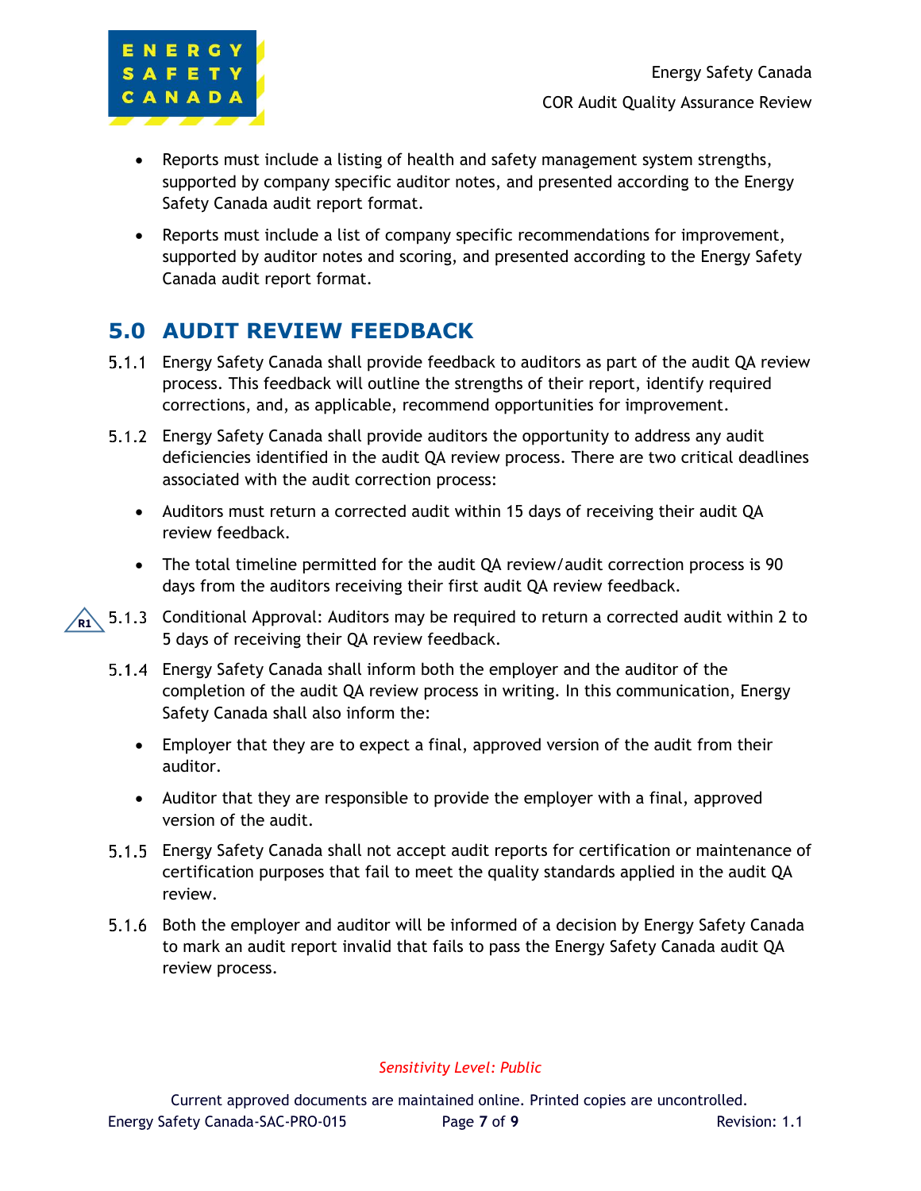- Reports must include a listing of health and safety management system strengths, supported by company specific auditor notes, and presented according to the Energy Safety Canada audit report format.
- Reports must include a list of company specific recommendations for improvement, supported by auditor notes and scoring, and presented according to the Energy Safety Canada audit report format.

## 5.0 AUDIT REVIEW FEEDBACK

5.1.1 Energy Safety Canada shall provide feedback to auditors as part of the audit QA review process. This feedback will outline the strengths of their report, identify required corrections, and, as applicable, recommend opportunities for improvement.

5.1.2 Energy Safety Canada shall provide auditors the opportunity to address any audit deficiencies identified in the audit QA review process. There are two critical deadlines associated with the audit correction process:

- Auditors must return a corrected audit within 15 days of receiving their audit QA review feedback.
- The total timeline permitted for the audit QA review/audit correction process is 90 days from the auditors receiving their first audit QA review feedback.

R1 5.1.3 Conditional Approval: Auditors may be required to return a corrected audit within 2 to 5 days of receiving their QA review feedback.

5.1.4 Energy Safety Canada shall inform both the employer and the auditor of the completion of the audit QA review process in writing. In this communication, Energy Safety Canada shall also inform the:

- Employer that they are to expect a final, approved version of the audit from their auditor.
- Auditor that they are responsible to provide the employer with a final, approved version of the audit.

5.1.5 Energy Safety Canada shall not accept audit reports for certification or maintenance of certification purposes that fail to meet the quality standards applied in the audit QA review.

5.1.6 Both the employer and auditor will be informed of a decision by Energy Safety Canada to mark an audit report invalid that fails to pass the Energy Safety Canada audit QA review process.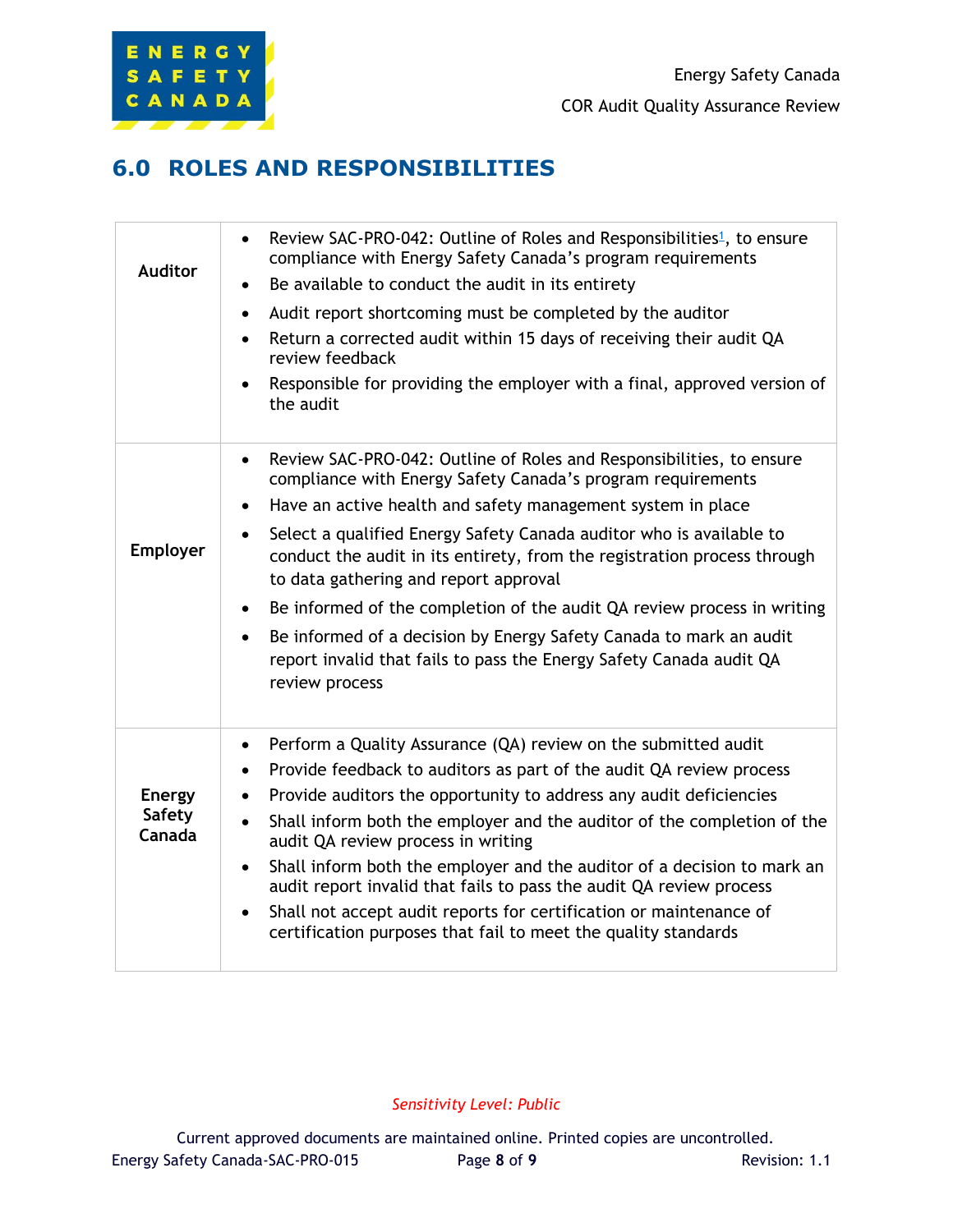## 6.0 ROLES AND RESPONSIBILITIES

| | |
|---|---|
| **Auditor** | • Review SAC-PRO-042: Outline of Roles and Responsibilities[1], to ensure compliance with Energy Safety Canada's program requirements<br>• Be available to conduct the audit in its entirety<br>• Audit report shortcoming must be completed by the auditor<br>• Return a corrected audit within 15 days of receiving their audit QA review feedback<br>• Responsible for providing the employer with a final, approved version of the audit |
| **Employer** | • Review SAC-PRO-042: Outline of Roles and Responsibilities, to ensure compliance with Energy Safety Canada's program requirements<br>• Have an active health and safety management system in place<br>• Select a qualified Energy Safety Canada auditor who is available to conduct the audit in its entirety, from the registration process through to data gathering and report approval<br>• Be informed of the completion of the audit QA review process in writing<br>• Be informed of a decision by Energy Safety Canada to mark an audit report invalid that fails to pass the Energy Safety Canada audit QA review process |
| **Energy Safety Canada** | • Perform a Quality Assurance (QA) review on the submitted audit<br>• Provide feedback to auditors as part of the audit QA review process<br>• Provide auditors the opportunity to address any audit deficiencies<br>• Shall inform both the employer and the auditor of the completion of the audit QA review process in writing<br>• Shall inform both the employer and the auditor of a decision to mark an audit report invalid that fails to pass the audit QA review process<br>• Shall not accept audit reports for certification or maintenance of certification purposes that fail to meet the quality standards |

*Sensitivity Level: Public*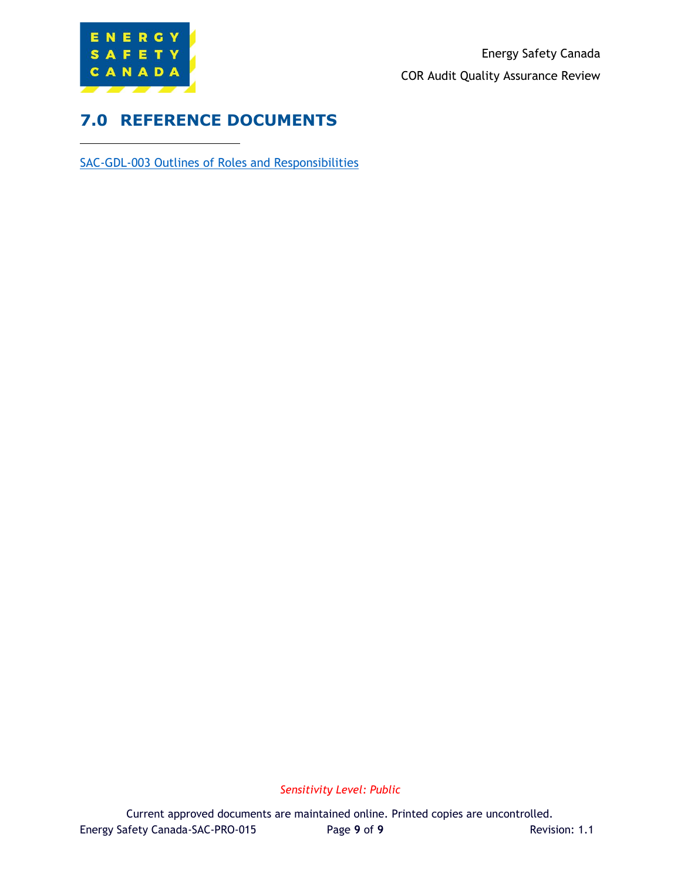## 7.0 REFERENCE DOCUMENTS

SAC-GDL-003 Outlines of Roles and Responsibilities